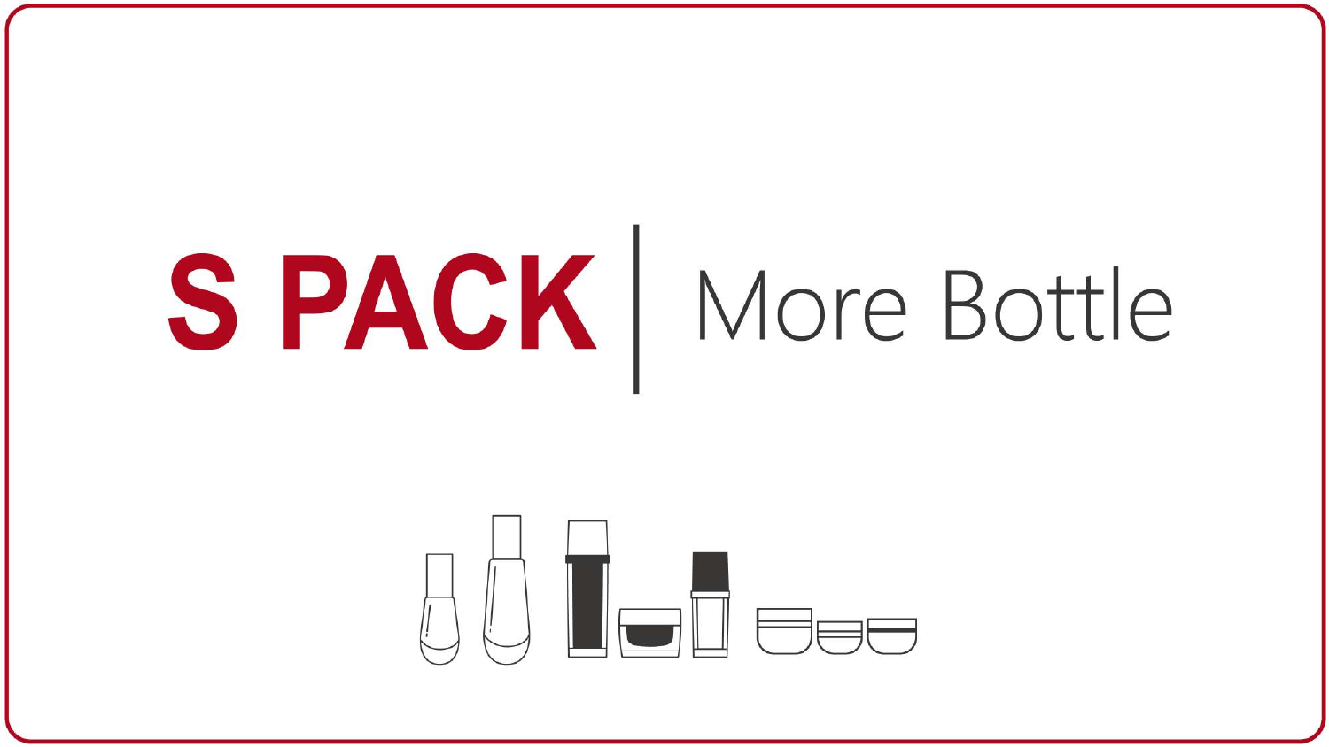# S PACK | More Bottle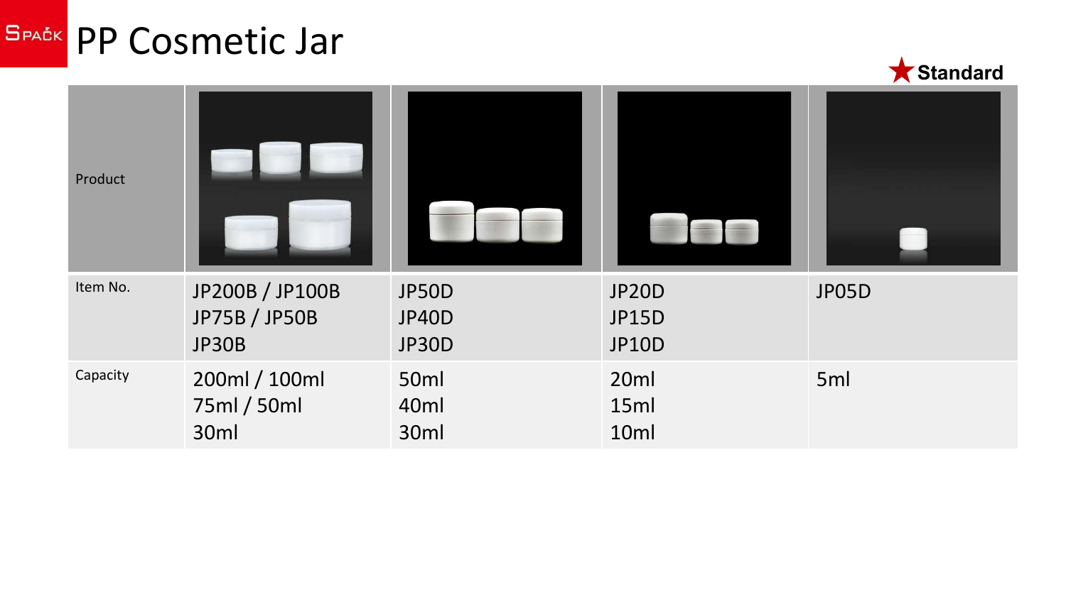# PP Cosmetic Jar

★ Standard

| Product | | | | |
|---|---|---|---|---|
| Item No. | JP200B / JP100B<br>JP75B / JP50B<br>JP30B | JP50D<br>JP40D<br>JP30D | JP20D<br>JP15D<br>JP10D | JP05D |
| Capacity | 200ml / 100ml<br>75ml / 50ml<br>30ml | 50ml<br>40ml<br>30ml | 20ml<br>15ml<br>10ml | 5ml |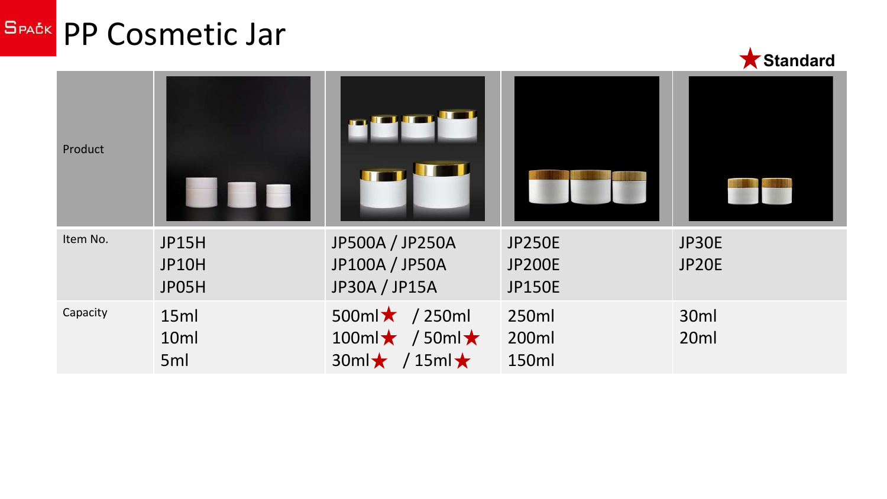# PP Cosmetic Jar

★ Standard

| Product | | | | |
|---|---|---|---|---|
| Item No. | JP15H<br>JP10H<br>JP05H | JP500A / JP250A<br>JP100A / JP50A<br>JP30A / JP15A | JP250E<br>JP200E<br>JP150E | JP30E<br>JP20E |
| Capacity | 15ml<br>10ml<br>5ml | 500ml★ / 250ml<br>100ml★ / 50ml★<br>30ml★ / 15ml★ | 250ml<br>200ml<br>150ml | 30ml<br>20ml |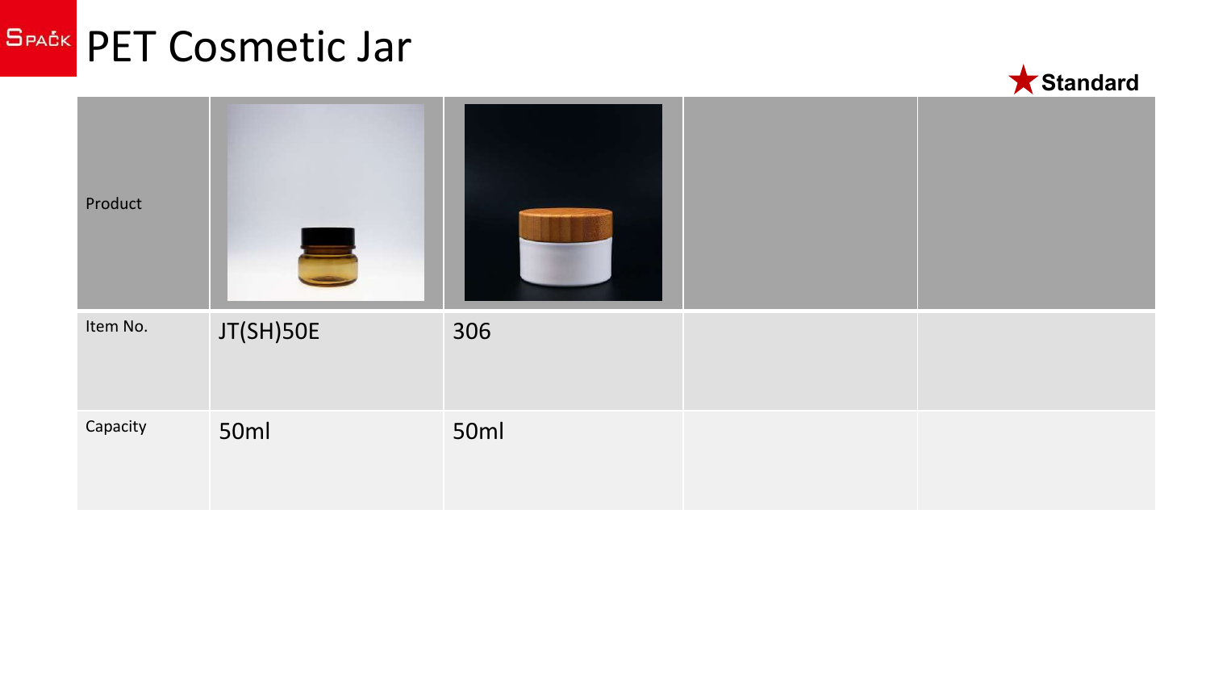# PET Cosmetic Jar

★ **Standard**

| Product | | | | |
|---|---|---|---|---|
| Item No. | JT(SH)50E | 306 | | |
| Capacity | 50ml | 50ml | | |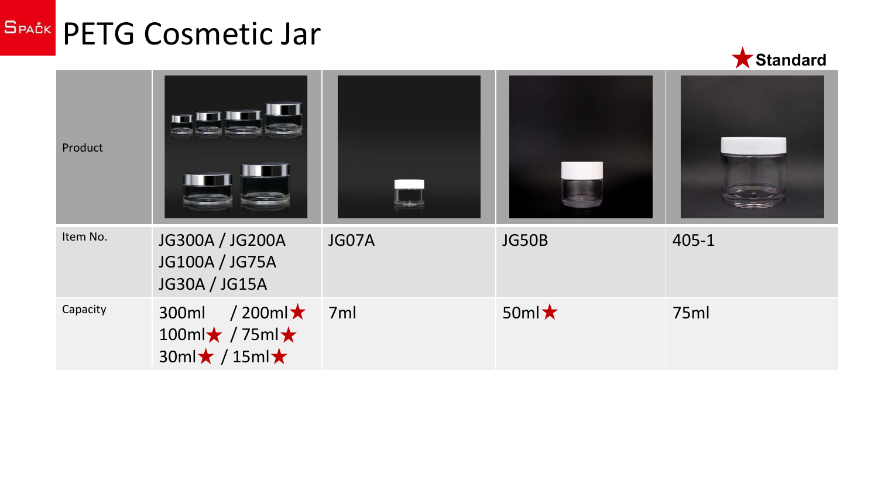# PETG Cosmetic Jar

★ Standard

| Product | | | | |
|---|---|---|---|---|
| Item No. | JG300A / JG200A JG100A / JG75A JG30A / JG15A | JG07A | JG50B | 405-1 |
| Capacity | 300ml / 200ml★ 100ml★ / 75ml★ 30ml★ / 15ml★ | 7ml | 50ml★ | 75ml |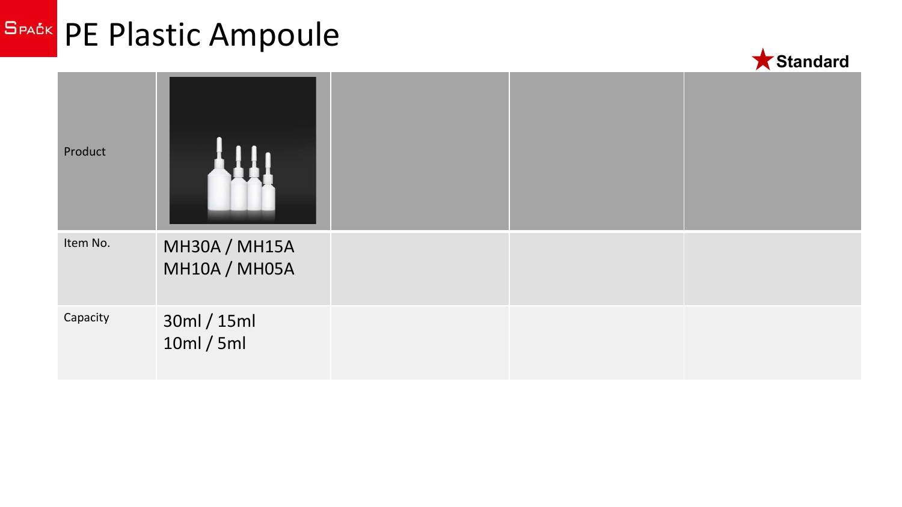# PE Plastic Ampoule

★ Standard

| Product | | | | |
|---|---|---|---|---|
| Item No. | MH30A / MH15A<br>MH10A / MH05A | | | |
| Capacity | 30ml / 15ml<br>10ml / 5ml | | | |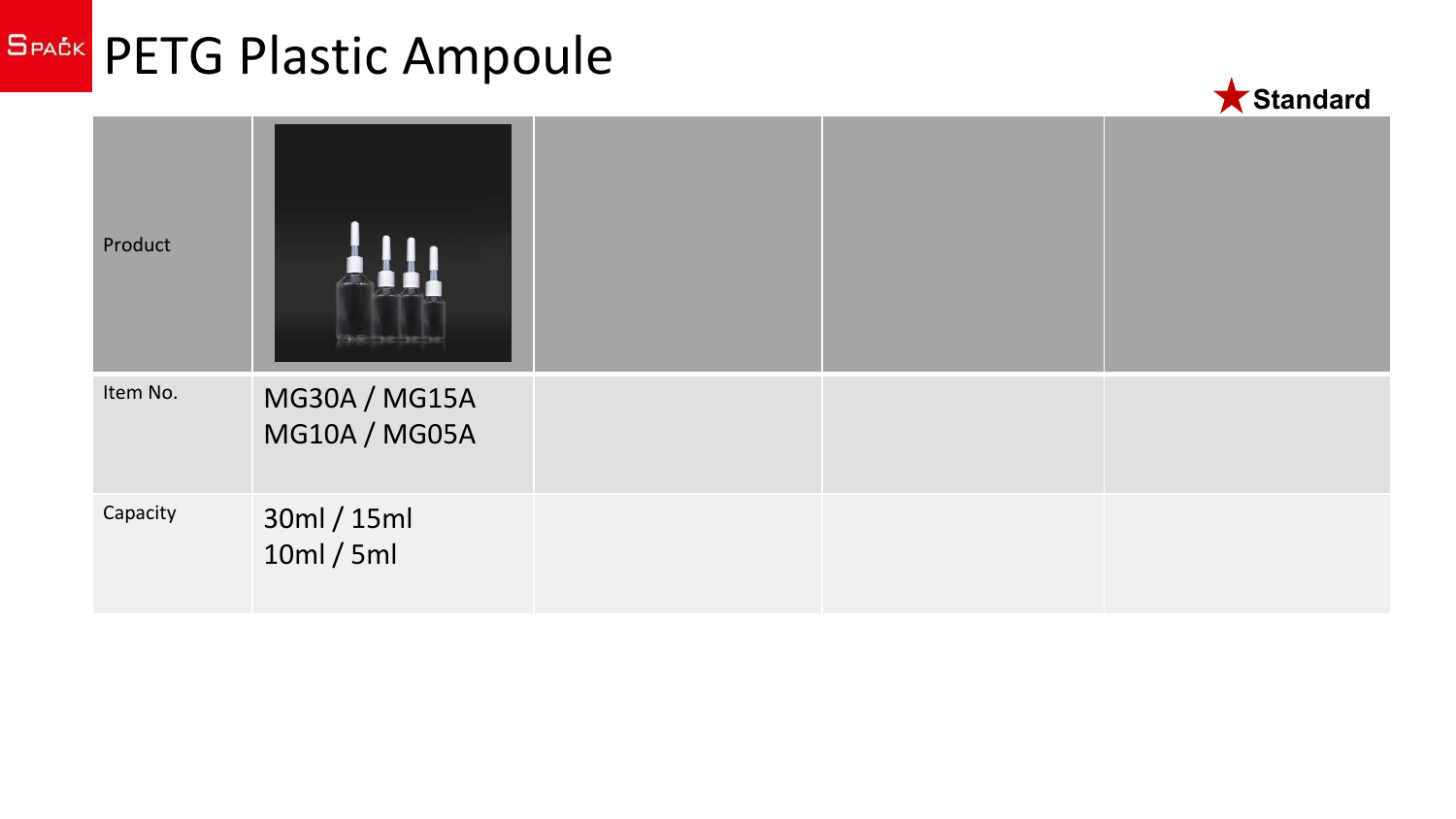# PETG Plastic Ampoule

★ **Standard**

| Product | | | | |
|---|---|---|---|---|
| Item No. | MG30A / MG15A<br>MG10A / MG05A | | | |
| Capacity | 30ml / 15ml<br>10ml / 5ml | | | |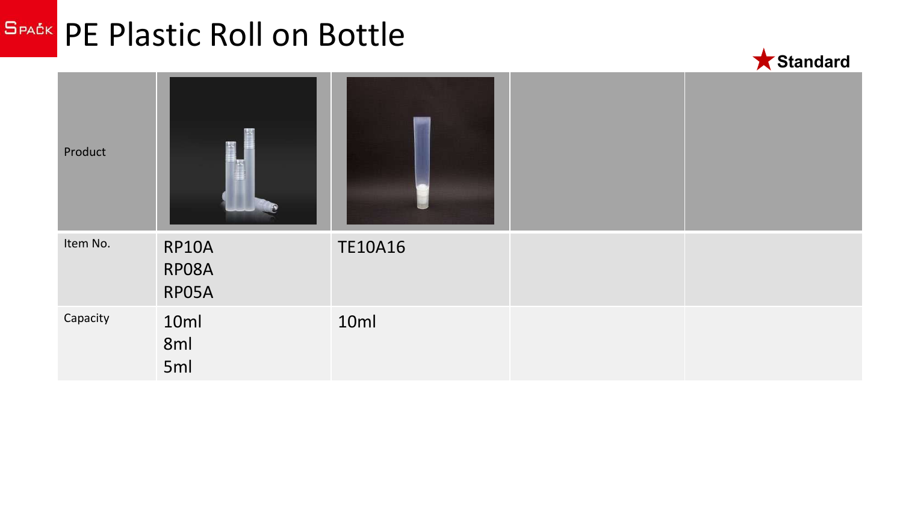# PE Plastic Roll on Bottle

★ Standard

| Product | | | | |
|---|---|---|---|---|
| Item No. | RP10A<br>RP08A<br>RP05A | TE10A16 | | |
| Capacity | 10ml<br>8ml<br>5ml | 10ml | | |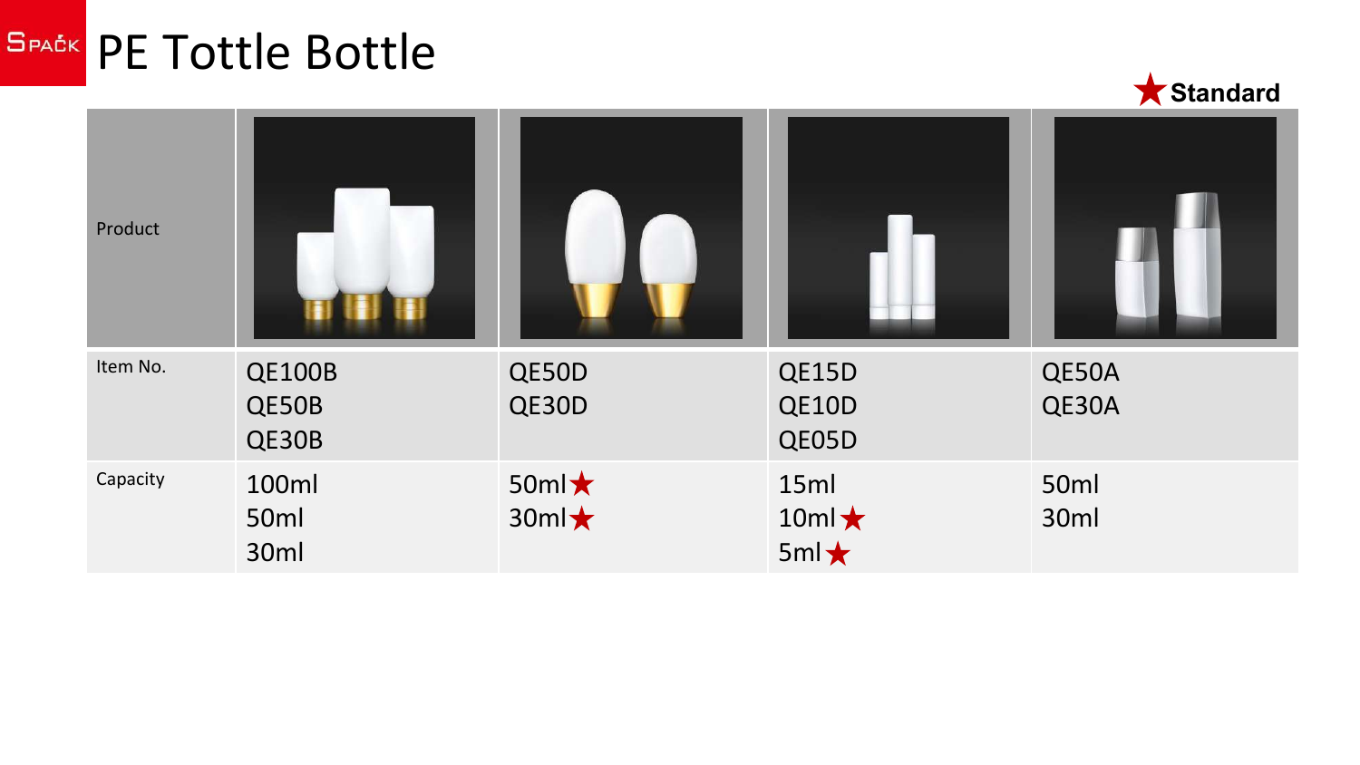# PE Tottle Bottle

★ Standard

| Product | | | | |
|---|---|---|---|---|
| Item No. | QE100B<br>QE50B<br>QE30B | QE50D<br>QE30D | QE15D<br>QE10D<br>QE05D | QE50A<br>QE30A |
| Capacity | 100ml<br>50ml<br>30ml | 50ml★<br>30ml★ | 15ml<br>10ml★<br>5ml★ | 50ml<br>30ml |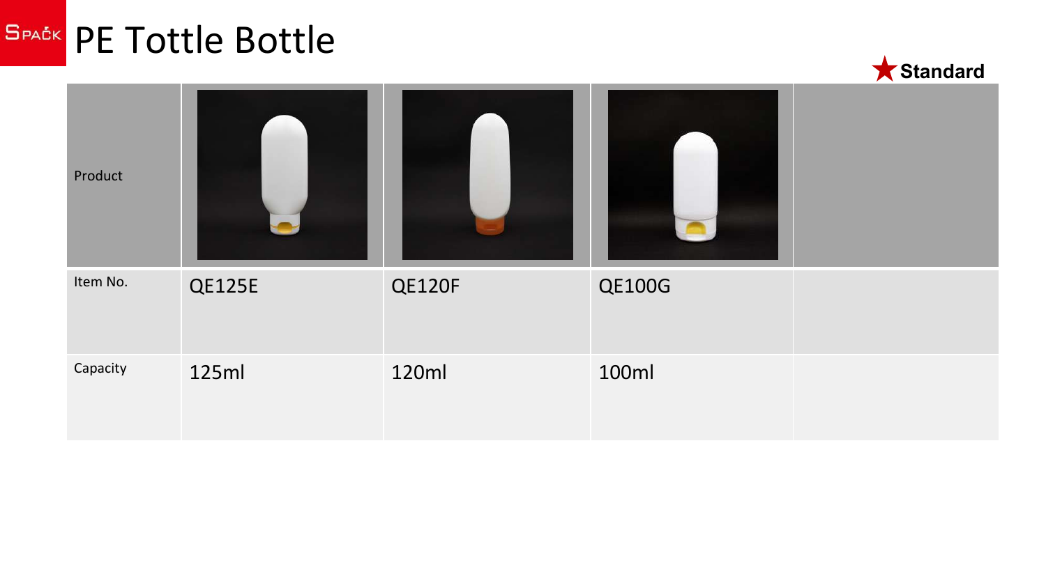# PE Tottle Bottle

★ Standard

| Product | | | | |
|---|---|---|---|---|
| Item No. | QE125E | QE120F | QE100G | |
| Capacity | 125ml | 120ml | 100ml | |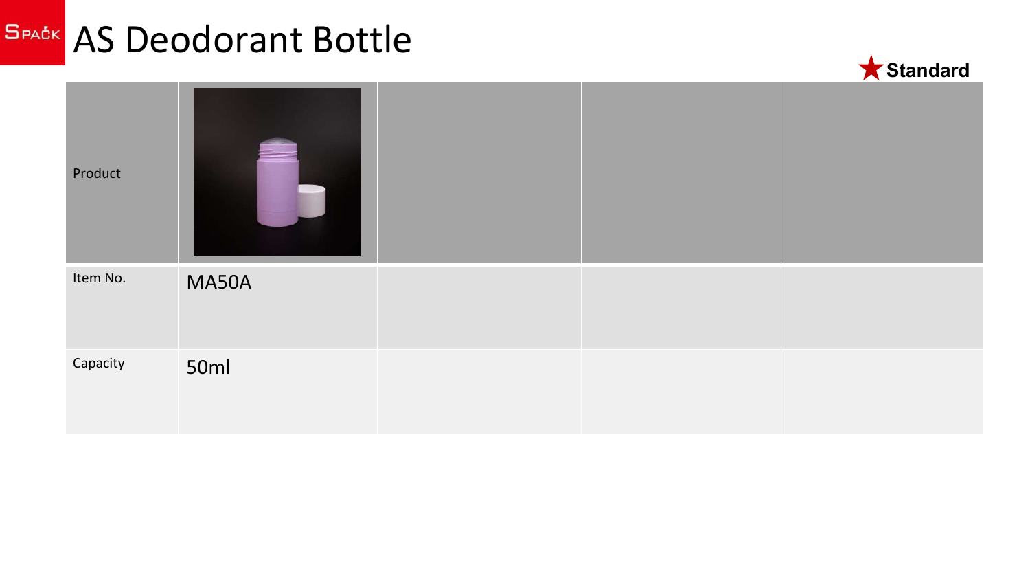# AS Deodorant Bottle

★ Standard

| Product | | | | |
|---|---|---|---|---|
| Item No. | MA50A | | | |
| Capacity | 50ml | | | |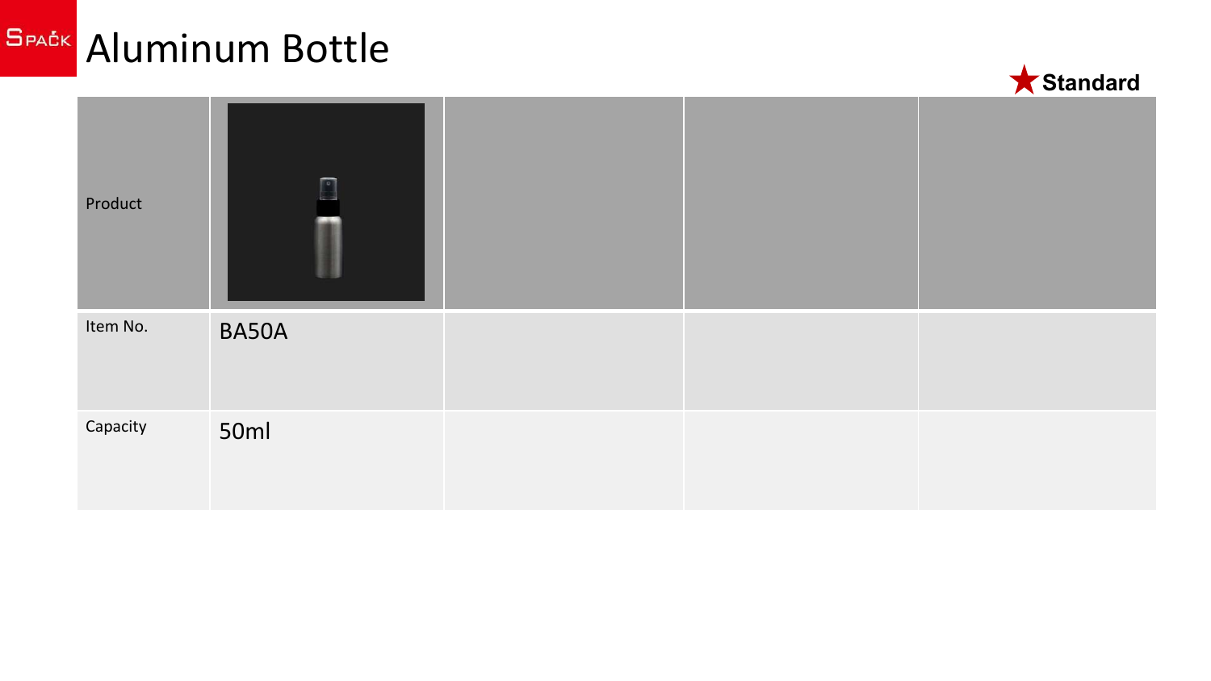# Aluminum Bottle

★ Standard

| Product | | | | |
|---|---|---|---|---|
| Item No. | BA50A | | | |
| Capacity | 50ml | | | |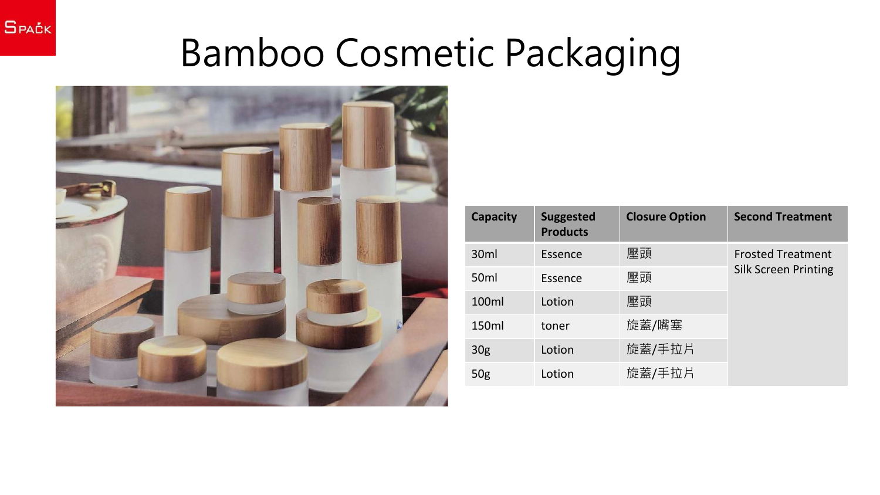# Bamboo Cosmetic Packaging

| Capacity | Suggested Products | Closure Option | Second Treatment |
|---|---|---|---|
| 30ml | Essence | 壓頭 | Frosted Treatment<br>Silk Screen Printing |
| 50ml | Essence | 壓頭 | |
| 100ml | Lotion | 壓頭 | |
| 150ml | toner | 旋蓋/嘴塞 | |
| 30g | Lotion | 旋蓋/手拉片 | |
| 50g | Lotion | 旋蓋/手拉片 | |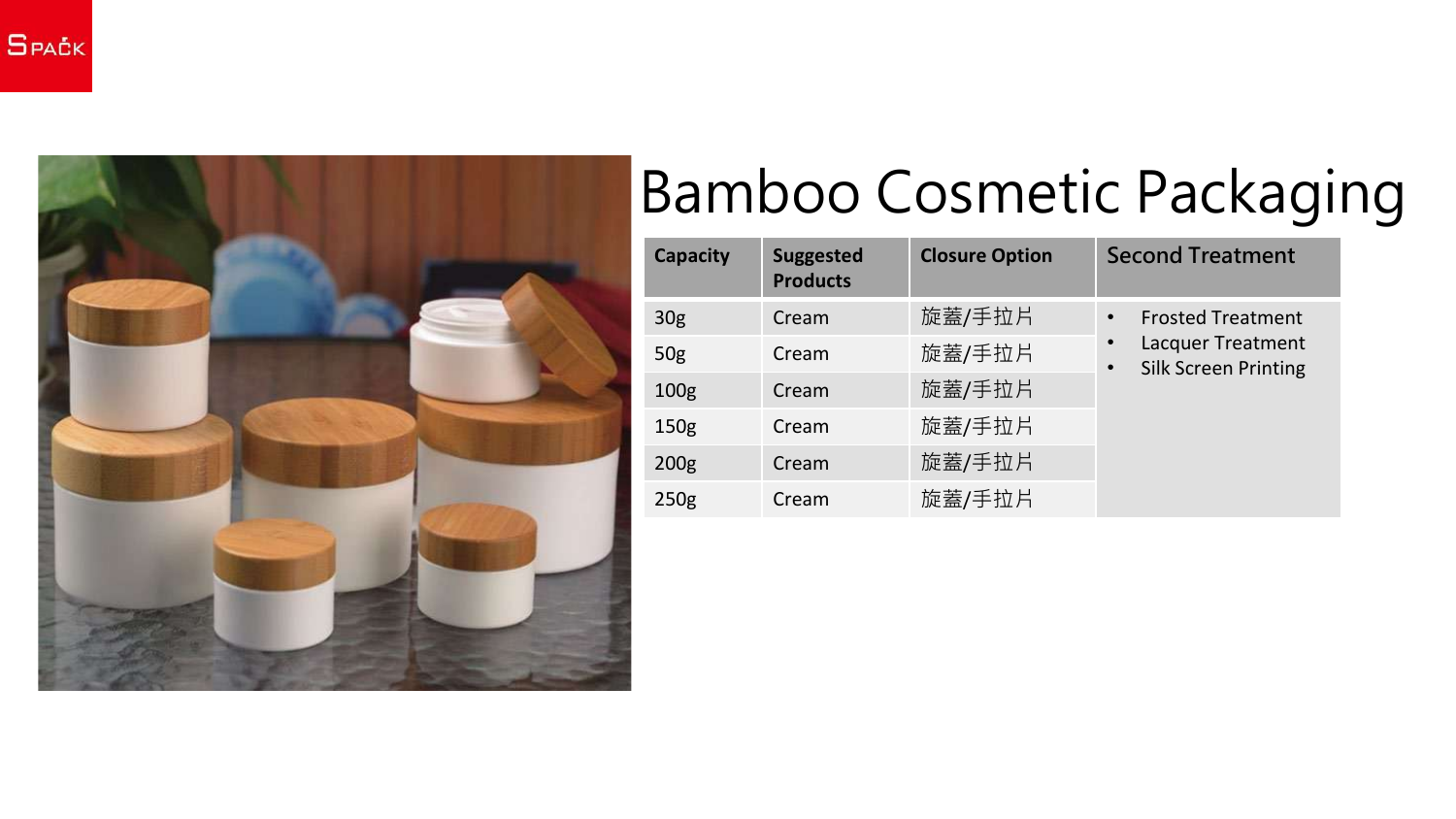# Bamboo Cosmetic Packaging

| Capacity | Suggested Products | Closure Option | Second Treatment |
|---|---|---|---|
| 30g | Cream | 旋蓋/手拉片 | • Frosted Treatment<br>• Lacquer Treatment<br>• Silk Screen Printing |
| 50g | Cream | 旋蓋/手拉片 | |
| 100g | Cream | 旋蓋/手拉片 | |
| 150g | Cream | 旋蓋/手拉片 | |
| 200g | Cream | 旋蓋/手拉片 | |
| 250g | Cream | 旋蓋/手拉片 | |